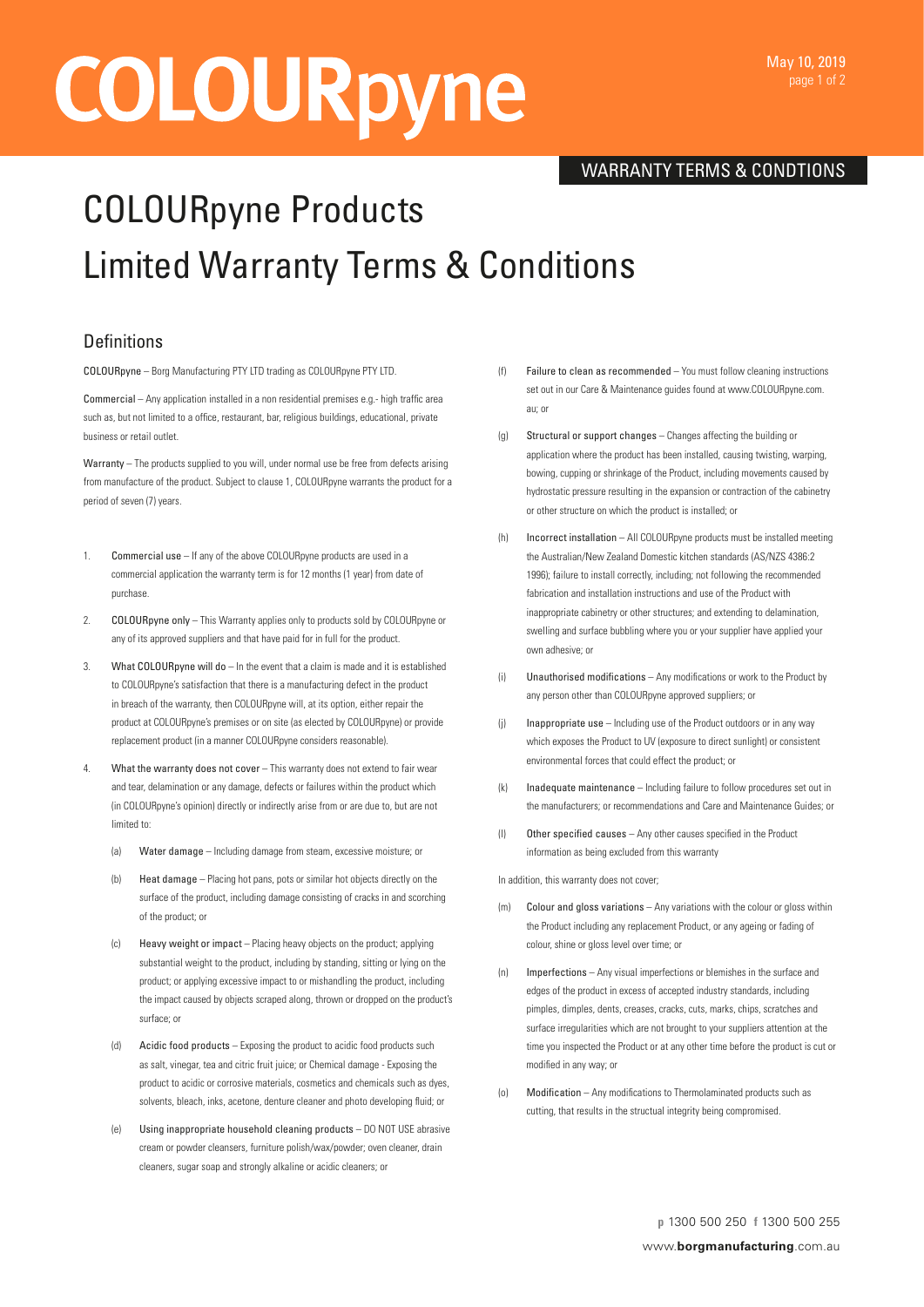# COLOURpyne

WARRANTY TERMS & CONDTIONS

# COLOURpyne Products Limited Warranty Terms & Conditions

## Definitions

COLOURpyne – Borg Manufacturing PTY LTD trading as COLOURpyne PTY LTD.

Commercial – Any application installed in a non residential premises e.g.- high traffic area such as, but not limited to a office, restaurant, bar, religious buildings, educational, private business or retail outlet.

Warranty – The products supplied to you will, under normal use be free from defects arising from manufacture of the product. Subject to clause 1, COLOURpyne warrants the product for a period of seven (7) years.

1. Commercial use – If any of the above COLOURpyne products are used in a commercial application the warranty term is for 12 months (1 year) from date of purchase.
2. COLOURpyne only – This Warranty applies only to products sold by COLOURpyne or any of its approved suppliers and that have paid for in full for the product.
3. What COLOURpyne will do – In the event that a claim is made and it is established to COLOURpyne's satisfaction that there is a manufacturing defect in the product in breach of the warranty, then COLOURpyne will, at its option, either repair the product at COLOURpyne's premises or on site (as elected by COLOURpyne) or provide replacement product (in a manner COLOURpyne considers reasonable).
4. What the warranty does not cover – This warranty does not extend to fair wear and tear, delamination or any damage, defects or failures within the product which (in COLOURpyne's opinion) directly or indirectly arise from or are due to, but are not limited to:
   - (a) Water damage – Including damage from steam, excessive moisture; or
   - (b) Heat damage – Placing hot pans, pots or similar hot objects directly on the surface of the product, including damage consisting of cracks in and scorching of the product; or
   - (c) Heavy weight or impact – Placing heavy objects on the product; applying substantial weight to the product, including by standing, sitting or lying on the product; or applying excessive impact to or mishandling the product, including the impact caused by objects scraped along, thrown or dropped on the product's surface; or
   - (d) Acidic food products – Exposing the product to acidic food products such as salt, vinegar, tea and citric fruit juice; or Chemical damage - Exposing the product to acidic or corrosive materials, cosmetics and chemicals such as dyes, solvents, bleach, inks, acetone, denture cleaner and photo developing fluid; or
   - (e) Using inappropriate household cleaning products – DO NOT USE abrasive cream or powder cleansers, furniture polish/wax/powder; oven cleaner, drain cleaners, sugar soap and strongly alkaline or acidic cleaners; or
   - (f) Failure to clean as recommended – You must follow cleaning instructions set out in our Care & Maintenance guides found at www.COLOURpyne.com.au; or
   - (g) Structural or support changes – Changes affecting the building or application where the product has been installed, causing twisting, warping, bowing, cupping or shrinkage of the Product, including movements caused by hydrostatic pressure resulting in the expansion or contraction of the cabinetry or other structure on which the product is installed; or
   - (h) Incorrect installation – All COLOURpyne products must be installed meeting the Australian/New Zealand Domestic kitchen standards (AS/NZS 4386:2 1996); failure to install correctly, including; not following the recommended fabrication and installation instructions and use of the Product with inappropriate cabinetry or other structures; and extending to delamination, swelling and surface bubbling where you or your supplier have applied your own adhesive; or
   - (i) Unauthorised modifications – Any modifications or work to the Product by any person other than COLOURpyne approved suppliers; or
   - (j) Inappropriate use – Including use of the Product outdoors or in any way which exposes the Product to UV (exposure to direct sunlight) or consistent environmental forces that could effect the product; or
   - (k) Inadequate maintenance – Including failure to follow procedures set out in the manufacturers; or recommendations and Care and Maintenance Guides; or
   - (l) Other specified causes – Any other causes specified in the Product information as being excluded from this warranty

   In addition, this warranty does not cover;

   - (m) Colour and gloss variations – Any variations with the colour or gloss within the Product including any replacement Product, or any ageing or fading of colour, shine or gloss level over time; or
   - (n) Imperfections – Any visual imperfections or blemishes in the surface and edges of the product in excess of accepted industry standards, including pimples, dimples, dents, creases, cracks, cuts, marks, chips, scratches and surface irregularities which are not brought to your suppliers attention at the time you inspected the Product or at any other time before the product is cut or modified in any way; or
   - (o) Modification – Any modifications to Thermolaminated products such as cutting, that results in the structural integrity being compromised.

p 1300 500 250 f 1300 500 255
www.**borgmanufacturing**.com.au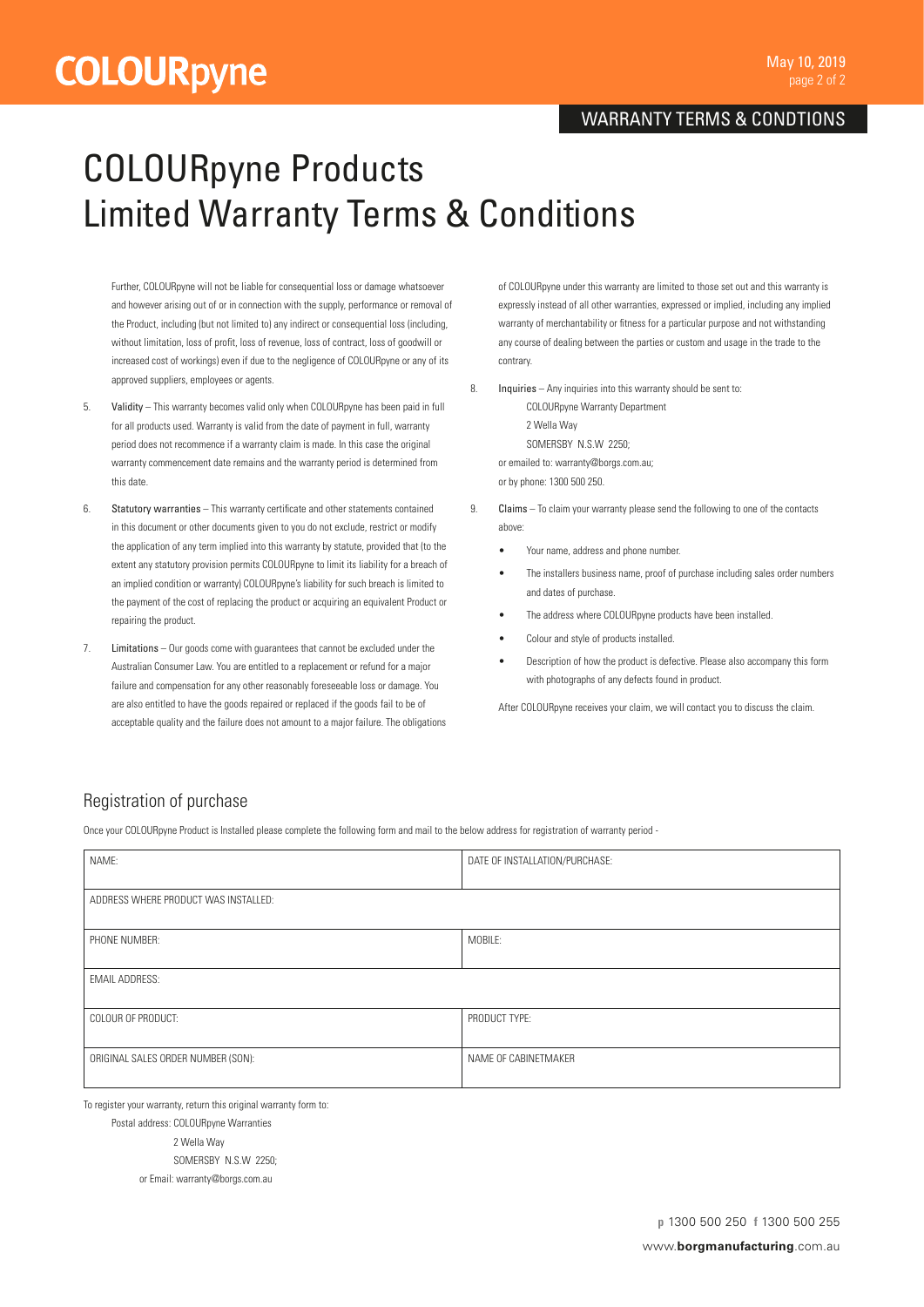# COLOURpyne Products Limited Warranty Terms & Conditions

Further, COLOURpyne will not be liable for consequential loss or damage whatsoever and however arising out of or in connection with the supply, performance or removal of the Product, including (but not limited to) any indirect or consequential loss (including, without limitation, loss of profit, loss of revenue, loss of contract, loss of goodwill or increased cost of workings) even if due to the negligence of COLOURpyne or any of its approved suppliers, employees or agents.

5. Validity – This warranty becomes valid only when COLOURpyne has been paid in full for all products used. Warranty is valid from the date of payment in full, warranty period does not recommence if a warranty claim is made. In this case the original warranty commencement date remains and the warranty period is determined from this date.

6. Statutory warranties – This warranty certificate and other statements contained in this document or other documents given to you do not exclude, restrict or modify the application of any term implied into this warranty by statute, provided that (to the extent any statutory provision permits COLOURpyne to limit its liability for a breach of an implied condition or warranty) COLOURpyne's liability for such breach is limited to the payment of the cost of replacing the product or acquiring an equivalent Product or repairing the product.

7. Limitations – Our goods come with guarantees that cannot be excluded under the Australian Consumer Law. You are entitled to a replacement or refund for a major failure and compensation for any other reasonably foreseeable loss or damage. You are also entitled to have the goods repaired or replaced if the goods fail to be of acceptable quality and the failure does not amount to a major failure. The obligations of COLOURpyne under this warranty are limited to those set out and this warranty is expressly instead of all other warranties, expressed or implied, including any implied warranty of merchantability or fitness for a particular purpose and not withstanding any course of dealing between the parties or custom and usage in the trade to the contrary.

8. Inquiries – Any inquiries into this warranty should be sent to:
   COLOURpyne Warranty Department
   2 Wella Way
   SOMERSBY N.S.W 2250;
   or emailed to: warranty@borgs.com.au;
   or by phone: 1300 500 250.

9. Claims – To claim your warranty please send the following to one of the contacts above:
   - Your name, address and phone number.
   - The installers business name, proof of purchase including sales order numbers and dates of purchase.
   - The address where COLOURpyne products have been installed.
   - Colour and style of products installed.
   - Description of how the product is defective. Please also accompany this form with photographs of any defects found in product.

   After COLOURpyne receives your claim, we will contact you to discuss the claim.

## Registration of purchase

Once your COLOURpyne Product is Installed please complete the following form and mail to the below address for registration of warranty period -

| | |
|---|---|
| NAME: | DATE OF INSTALLATION/PURCHASE: |
| ADDRESS WHERE PRODUCT WAS INSTALLED: | |
| PHONE NUMBER: | MOBILE: |
| EMAIL ADDRESS: | |
| COLOUR OF PRODUCT: | PRODUCT TYPE: |
| ORIGINAL SALES ORDER NUMBER (SON): | NAME OF CABINETMAKER |

To register your warranty, return this original warranty form to:

Postal address: COLOURpyne Warranties
2 Wella Way
SOMERSBY N.S.W 2250;
or Email: warranty@borgs.com.au

p 1300 500 250 f 1300 500 255

www.borgmanufacturing.com.au